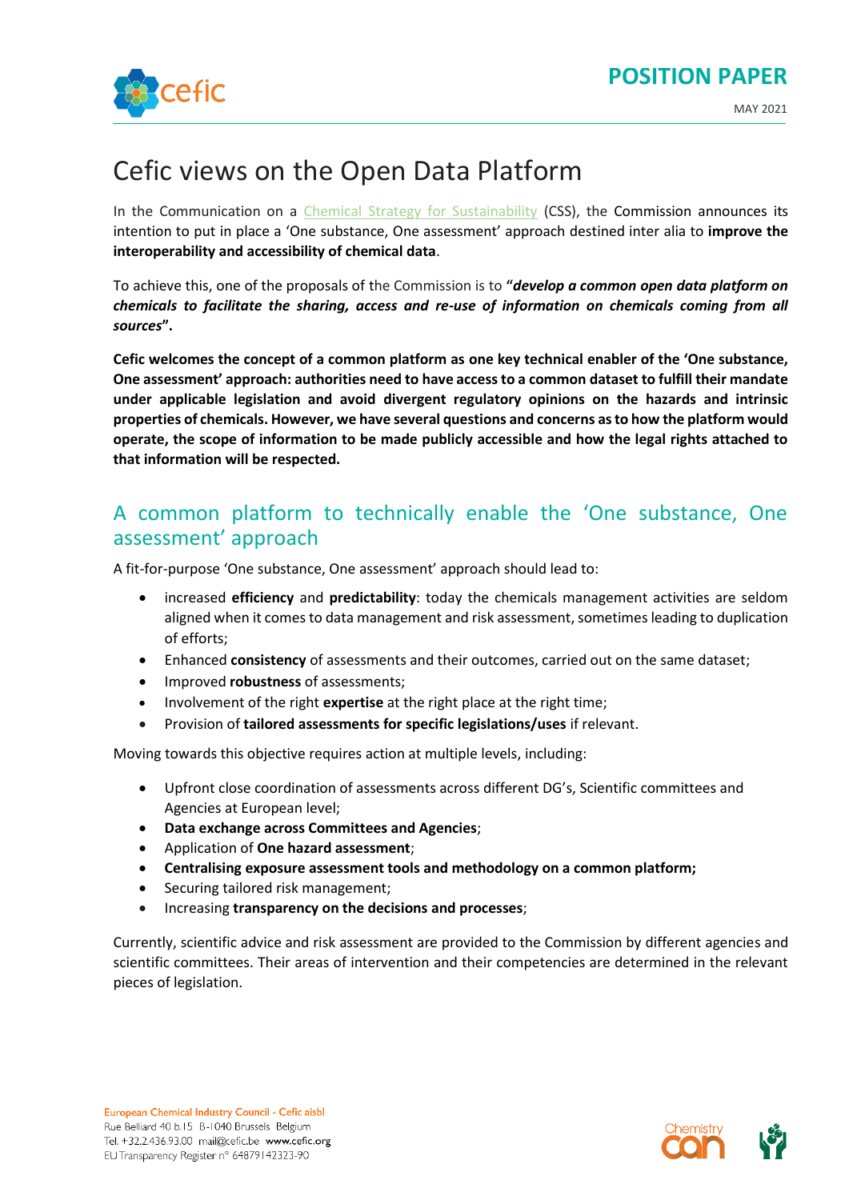**POSITION PAPER**

MAY 2021

# Cefic views on the Open Data Platform

In the Communication on a Chemical Strategy for Sustainability (CSS), the Commission announces its intention to put in place a 'One substance, One assessment' approach destined inter alia to **improve the interoperability and accessibility of chemical data**.

To achieve this, one of the proposals of the Commission is to **"*develop a common open data platform on chemicals to facilitate the sharing, access and re-use of information on chemicals coming from all sources*".**

**Cefic welcomes the concept of a common platform as one key technical enabler of the 'One substance, One assessment' approach: authorities need to have access to a common dataset to fulfill their mandate under applicable legislation and avoid divergent regulatory opinions on the hazards and intrinsic properties of chemicals. However, we have several questions and concerns as to how the platform would operate, the scope of information to be made publicly accessible and how the legal rights attached to that information will be respected.**

## A common platform to technically enable the 'One substance, One assessment' approach

A fit-for-purpose 'One substance, One assessment' approach should lead to:

- increased **efficiency** and **predictability**: today the chemicals management activities are seldom aligned when it comes to data management and risk assessment, sometimes leading to duplication of efforts;
- Enhanced **consistency** of assessments and their outcomes, carried out on the same dataset;
- Improved **robustness** of assessments;
- Involvement of the right **expertise** at the right place at the right time;
- Provision of **tailored assessments for specific legislations/uses** if relevant.

Moving towards this objective requires action at multiple levels, including:

- Upfront close coordination of assessments across different DG's, Scientific committees and Agencies at European level;
- **Data exchange across Committees and Agencies**;
- Application of **One hazard assessment**;
- **Centralising exposure assessment tools and methodology on a common platform;**
- Securing tailored risk management;
- Increasing **transparency on the decisions and processes**;

Currently, scientific advice and risk assessment are provided to the Commission by different agencies and scientific committees. Their areas of intervention and their competencies are determined in the relevant pieces of legislation.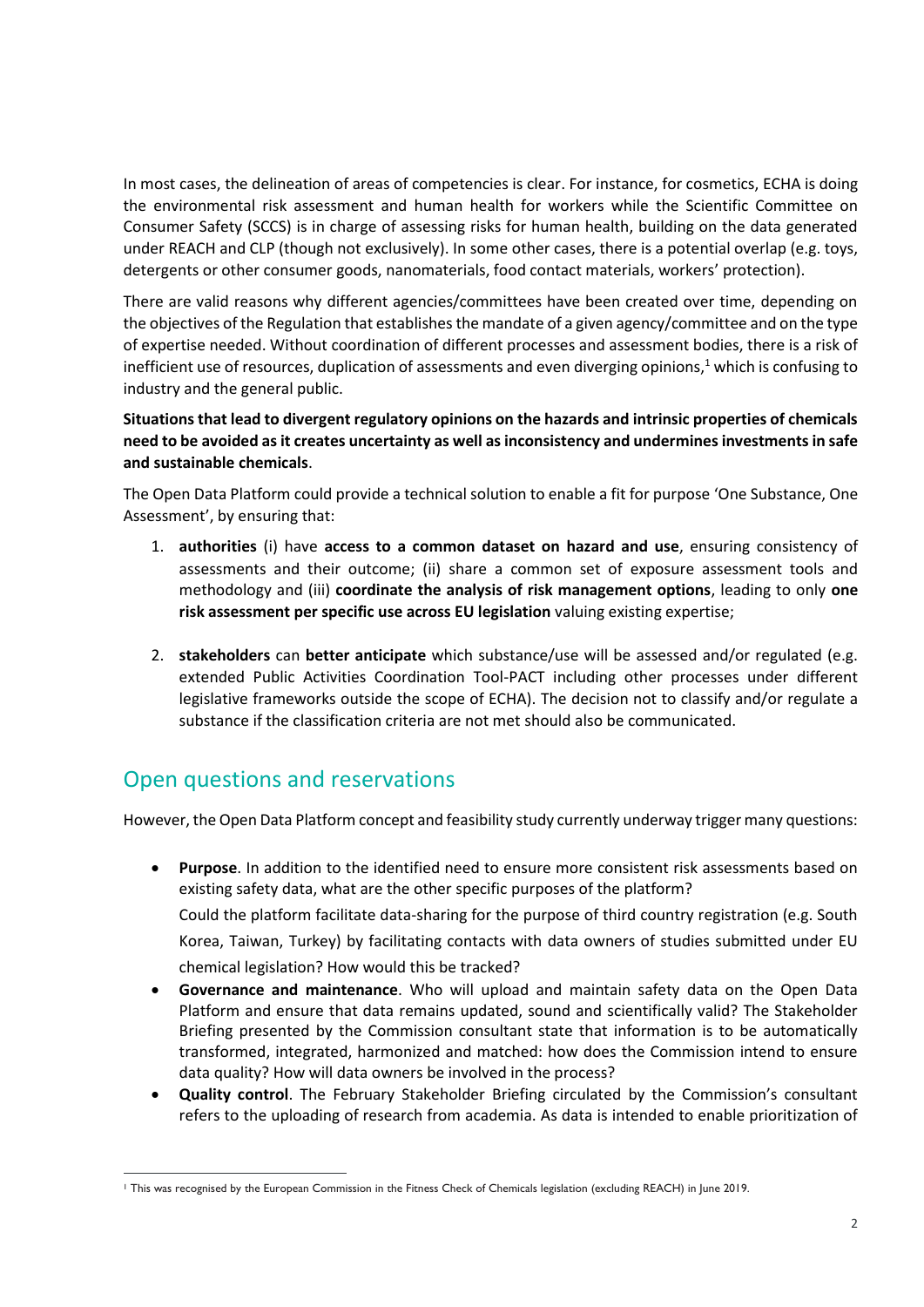In most cases, the delineation of areas of competencies is clear. For instance, for cosmetics, ECHA is doing the environmental risk assessment and human health for workers while the Scientific Committee on Consumer Safety (SCCS) is in charge of assessing risks for human health, building on the data generated under REACH and CLP (though not exclusively). In some other cases, there is a potential overlap (e.g. toys, detergents or other consumer goods, nanomaterials, food contact materials, workers' protection).

There are valid reasons why different agencies/committees have been created over time, depending on the objectives of the Regulation that establishes the mandate of a given agency/committee and on the type of expertise needed. Without coordination of different processes and assessment bodies, there is a risk of inefficient use of resources, duplication of assessments and even diverging opinions,[1] which is confusing to industry and the general public.

**Situations that lead to divergent regulatory opinions on the hazards and intrinsic properties of chemicals need to be avoided as it creates uncertainty as well as inconsistency and undermines investments in safe and sustainable chemicals**.

The Open Data Platform could provide a technical solution to enable a fit for purpose 'One Substance, One Assessment', by ensuring that:

1. **authorities** (i) have **access to a common dataset on hazard and use**, ensuring consistency of assessments and their outcome; (ii) share a common set of exposure assessment tools and methodology and (iii) **coordinate the analysis of risk management options**, leading to only **one risk assessment per specific use across EU legislation** valuing existing expertise;

2. **stakeholders** can **better anticipate** which substance/use will be assessed and/or regulated (e.g. extended Public Activities Coordination Tool-PACT including other processes under different legislative frameworks outside the scope of ECHA). The decision not to classify and/or regulate a substance if the classification criteria are not met should also be communicated.

## Open questions and reservations

However, the Open Data Platform concept and feasibility study currently underway trigger many questions:

- **Purpose**. In addition to the identified need to ensure more consistent risk assessments based on existing safety data, what are the other specific purposes of the platform?

  Could the platform facilitate data-sharing for the purpose of third country registration (e.g. South Korea, Taiwan, Turkey) by facilitating contacts with data owners of studies submitted under EU chemical legislation? How would this be tracked?
- **Governance and maintenance**. Who will upload and maintain safety data on the Open Data Platform and ensure that data remains updated, sound and scientifically valid? The Stakeholder Briefing presented by the Commission consultant state that information is to be automatically transformed, integrated, harmonized and matched: how does the Commission intend to ensure data quality? How will data owners be involved in the process?
- **Quality control**. The February Stakeholder Briefing circulated by the Commission's consultant refers to the uploading of research from academia. As data is intended to enable prioritization of

[1] This was recognised by the European Commission in the Fitness Check of Chemicals legislation (excluding REACH) in June 2019.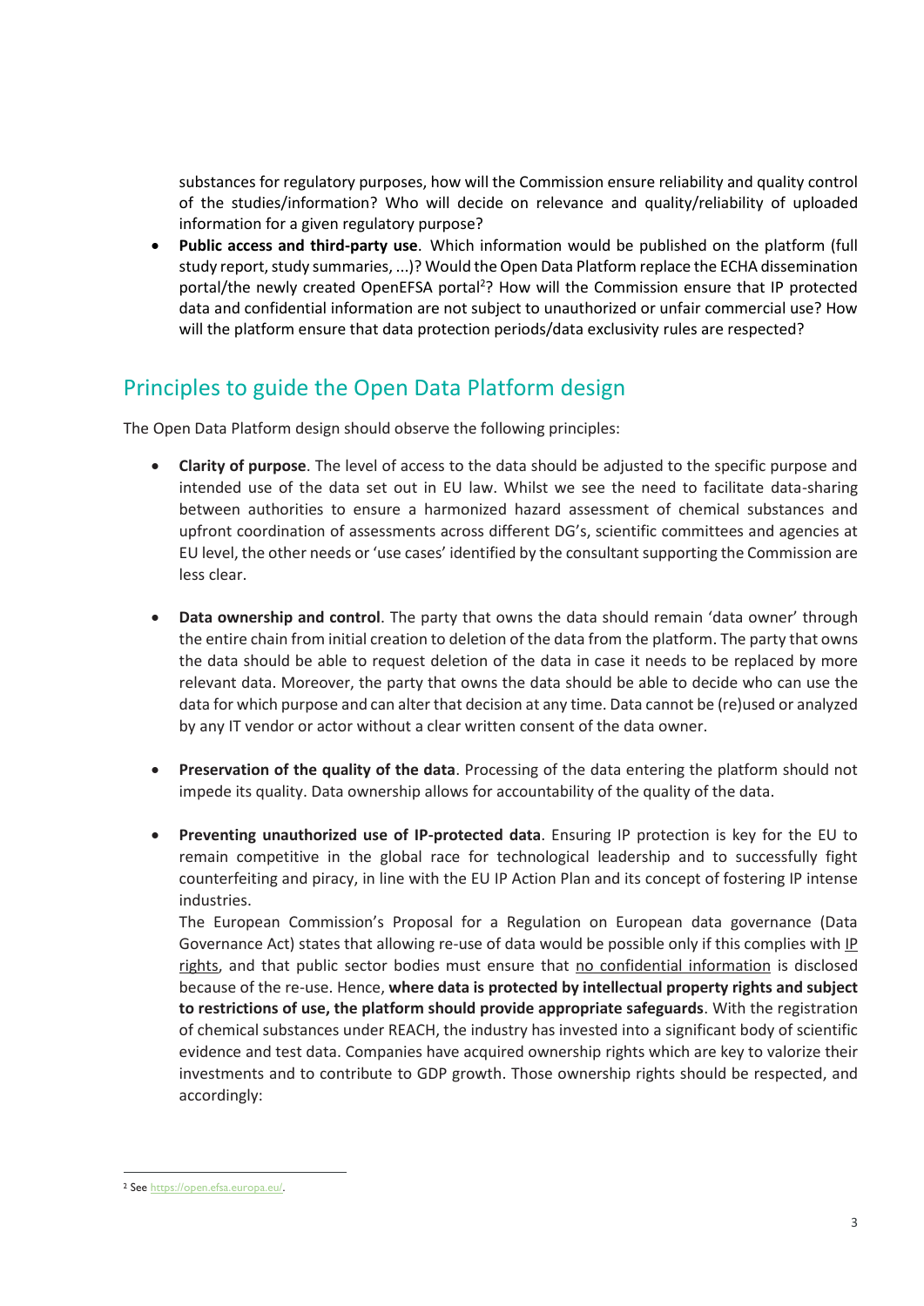substances for regulatory purposes, how will the Commission ensure reliability and quality control of the studies/information? Who will decide on relevance and quality/reliability of uploaded information for a given regulatory purpose?

- **Public access and third-party use**. Which information would be published on the platform (full study report, study summaries, ...)? Would the Open Data Platform replace the ECHA dissemination portal/the newly created OpenEFSA portal[2]? How will the Commission ensure that IP protected data and confidential information are not subject to unauthorized or unfair commercial use? How will the platform ensure that data protection periods/data exclusivity rules are respected?

## Principles to guide the Open Data Platform design

The Open Data Platform design should observe the following principles:

- **Clarity of purpose**. The level of access to the data should be adjusted to the specific purpose and intended use of the data set out in EU law. Whilst we see the need to facilitate data-sharing between authorities to ensure a harmonized hazard assessment of chemical substances and upfront coordination of assessments across different DG's, scientific committees and agencies at EU level, the other needs or 'use cases' identified by the consultant supporting the Commission are less clear.

- **Data ownership and control**. The party that owns the data should remain 'data owner' through the entire chain from initial creation to deletion of the data from the platform. The party that owns the data should be able to request deletion of the data in case it needs to be replaced by more relevant data. Moreover, the party that owns the data should be able to decide who can use the data for which purpose and can alter that decision at any time. Data cannot be (re)used or analyzed by any IT vendor or actor without a clear written consent of the data owner.

- **Preservation of the quality of the data**. Processing of the data entering the platform should not impede its quality. Data ownership allows for accountability of the quality of the data.

- **Preventing unauthorized use of IP-protected data**. Ensuring IP protection is key for the EU to remain competitive in the global race for technological leadership and to successfully fight counterfeiting and piracy, in line with the EU IP Action Plan and its concept of fostering IP intense industries.
  The European Commission's Proposal for a Regulation on European data governance (Data Governance Act) states that allowing re-use of data would be possible only if this complies with IP rights, and that public sector bodies must ensure that no confidential information is disclosed because of the re-use. Hence, **where data is protected by intellectual property rights and subject to restrictions of use, the platform should provide appropriate safeguards**. With the registration of chemical substances under REACH, the industry has invested into a significant body of scientific evidence and test data. Companies have acquired ownership rights which are key to valorize their investments and to contribute to GDP growth. Those ownership rights should be respected, and accordingly:

---

[2] See https://open.efsa.europa.eu/.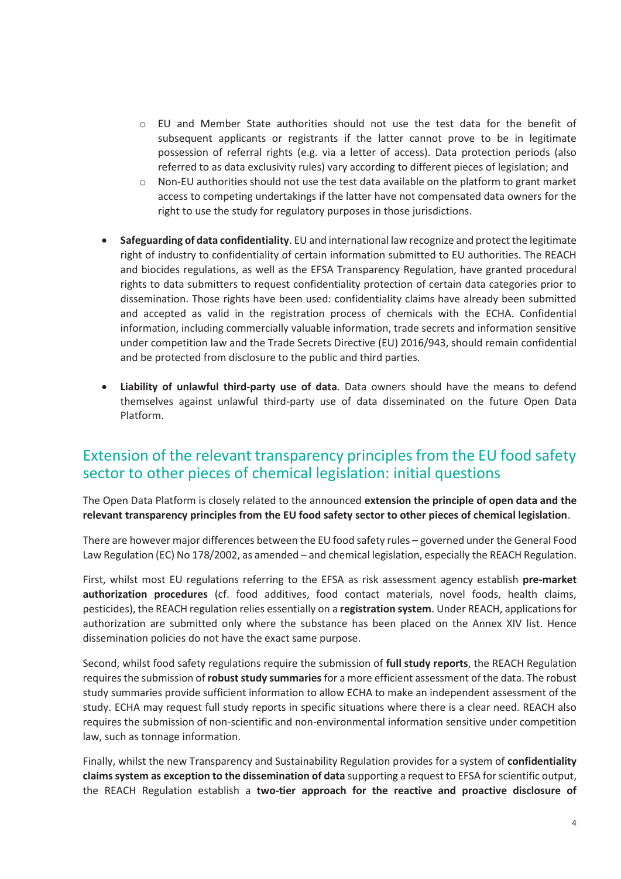- EU and Member State authorities should not use the test data for the benefit of subsequent applicants or registrants if the latter cannot prove to be in legitimate possession of referral rights (e.g. via a letter of access). Data protection periods (also referred to as data exclusivity rules) vary according to different pieces of legislation; and
    - Non-EU authorities should not use the test data available on the platform to grant market access to competing undertakings if the latter have not compensated data owners for the right to use the study for regulatory purposes in those jurisdictions.

- **Safeguarding of data confidentiality**. EU and international law recognize and protect the legitimate right of industry to confidentiality of certain information submitted to EU authorities. The REACH and biocides regulations, as well as the EFSA Transparency Regulation, have granted procedural rights to data submitters to request confidentiality protection of certain data categories prior to dissemination. Those rights have been used: confidentiality claims have already been submitted and accepted as valid in the registration process of chemicals with the ECHA. Confidential information, including commercially valuable information, trade secrets and information sensitive under competition law and the Trade Secrets Directive (EU) 2016/943, should remain confidential and be protected from disclosure to the public and third parties.

- **Liability of unlawful third-party use of data**. Data owners should have the means to defend themselves against unlawful third-party use of data disseminated on the future Open Data Platform.

## Extension of the relevant transparency principles from the EU food safety sector to other pieces of chemical legislation: initial questions

The Open Data Platform is closely related to the announced **extension the principle of open data and the relevant transparency principles from the EU food safety sector to other pieces of chemical legislation**.

There are however major differences between the EU food safety rules – governed under the General Food Law Regulation (EC) No 178/2002, as amended – and chemical legislation, especially the REACH Regulation.

First, whilst most EU regulations referring to the EFSA as risk assessment agency establish **pre-market authorization procedures** (cf. food additives, food contact materials, novel foods, health claims, pesticides), the REACH regulation relies essentially on a **registration system**. Under REACH, applications for authorization are submitted only where the substance has been placed on the Annex XIV list. Hence dissemination policies do not have the exact same purpose.

Second, whilst food safety regulations require the submission of **full study reports**, the REACH Regulation requires the submission of **robust study summaries** for a more efficient assessment of the data. The robust study summaries provide sufficient information to allow ECHA to make an independent assessment of the study. ECHA may request full study reports in specific situations where there is a clear need. REACH also requires the submission of non-scientific and non-environmental information sensitive under competition law, such as tonnage information.

Finally, whilst the new Transparency and Sustainability Regulation provides for a system of **confidentiality claims system as exception to the dissemination of data** supporting a request to EFSA for scientific output, the REACH Regulation establish a **two-tier approach for the reactive and proactive disclosure of**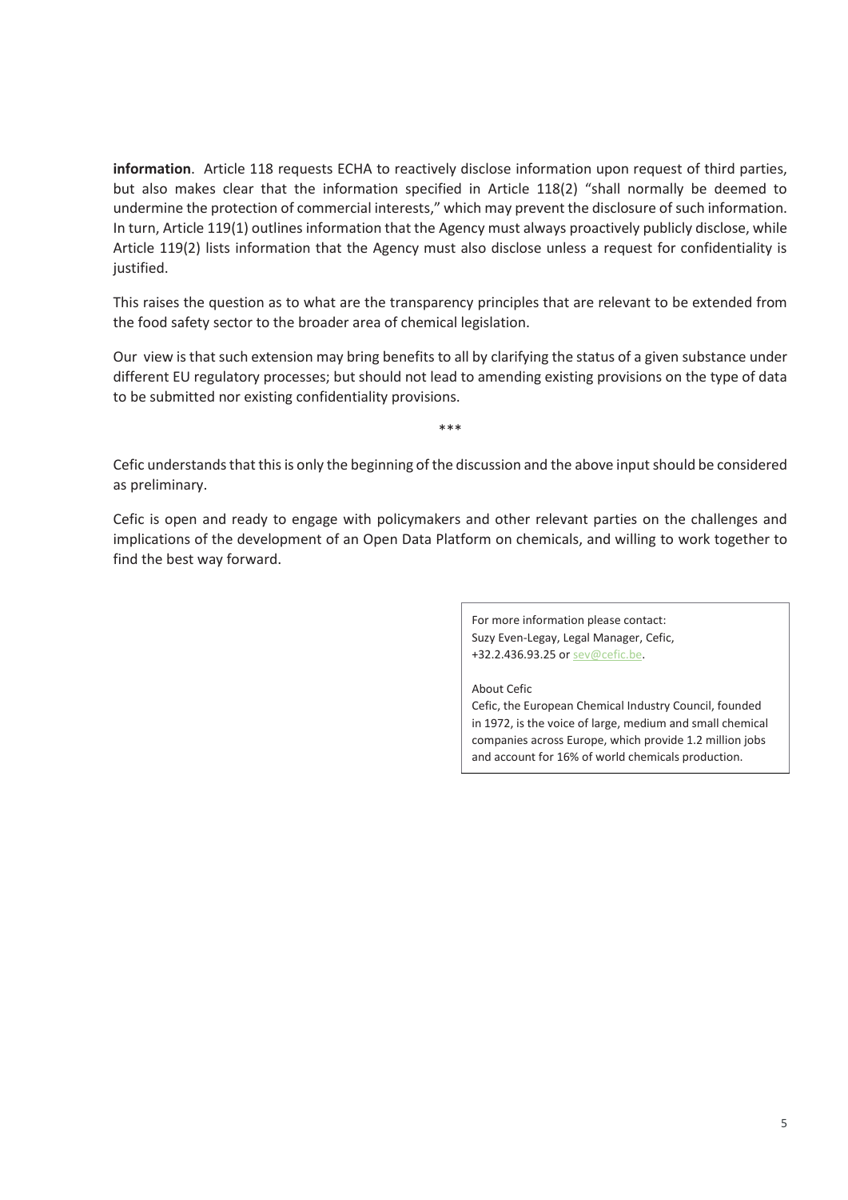**information**. Article 118 requests ECHA to reactively disclose information upon request of third parties, but also makes clear that the information specified in Article 118(2) "shall normally be deemed to undermine the protection of commercial interests," which may prevent the disclosure of such information. In turn, Article 119(1) outlines information that the Agency must always proactively publicly disclose, while Article 119(2) lists information that the Agency must also disclose unless a request for confidentiality is justified.

This raises the question as to what are the transparency principles that are relevant to be extended from the food safety sector to the broader area of chemical legislation.

Our view is that such extension may bring benefits to all by clarifying the status of a given substance under different EU regulatory processes; but should not lead to amending existing provisions on the type of data to be submitted nor existing confidentiality provisions.

***

Cefic understands that this is only the beginning of the discussion and the above input should be considered as preliminary.

Cefic is open and ready to engage with policymakers and other relevant parties on the challenges and implications of the development of an Open Data Platform on chemicals, and willing to work together to find the best way forward.

For more information please contact:
Suzy Even-Legay, Legal Manager, Cefic,
+32.2.436.93.25 or sev@cefic.be.

About Cefic
Cefic, the European Chemical Industry Council, founded in 1972, is the voice of large, medium and small chemical companies across Europe, which provide 1.2 million jobs and account for 16% of world chemicals production.